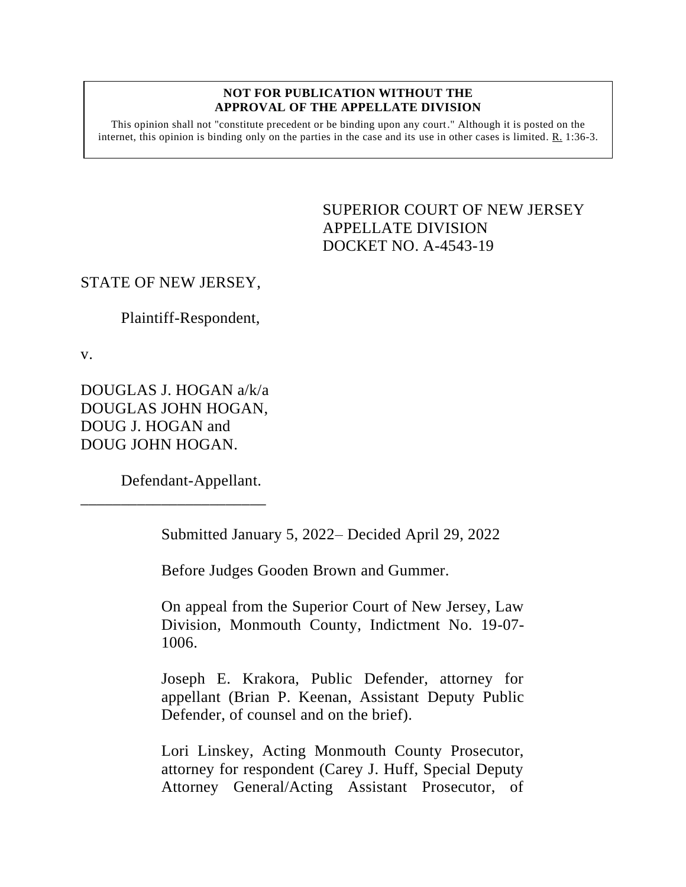**NOT FOR PUBLICATION WITHOUT THE APPROVAL OF THE APPELLATE DIVISION**

This opinion shall not "constitute precedent or be binding upon any court." Although it is posted on the internet, this opinion is binding only on the parties in the case and its use in other cases is limited. R. 1:36-3.

SUPERIOR COURT OF NEW JERSEY
APPELLATE DIVISION
DOCKET NO. A-4543-19

STATE OF NEW JERSEY,

Plaintiff-Respondent,

v.

DOUGLAS J. HOGAN a/k/a
DOUGLAS JOHN HOGAN,
DOUG J. HOGAN and
DOUG JOHN HOGAN.

Defendant-Appellant.

\_\_\_\_\_\_\_\_\_\_\_\_\_\_\_\_\_\_\_\_\_\_\_\_

Submitted January 5, 2022– Decided April 29, 2022

Before Judges Gooden Brown and Gummer.

On appeal from the Superior Court of New Jersey, Law Division, Monmouth County, Indictment No. 19-07-1006.

Joseph E. Krakora, Public Defender, attorney for appellant (Brian P. Keenan, Assistant Deputy Public Defender, of counsel and on the brief).

Lori Linskey, Acting Monmouth County Prosecutor, attorney for respondent (Carey J. Huff, Special Deputy Attorney General/Acting Assistant Prosecutor, of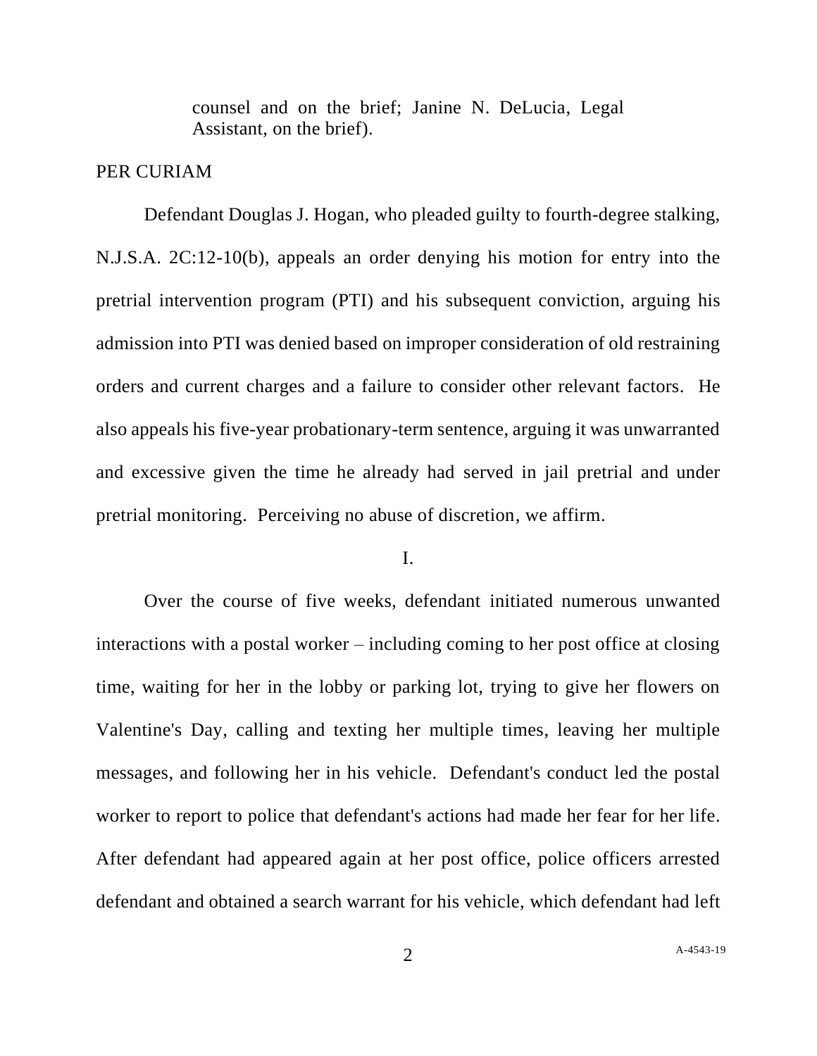counsel and on the brief; Janine N. DeLucia, Legal Assistant, on the brief).

PER CURIAM

Defendant Douglas J. Hogan, who pleaded guilty to fourth-degree stalking, N.J.S.A. 2C:12-10(b), appeals an order denying his motion for entry into the pretrial intervention program (PTI) and his subsequent conviction, arguing his admission into PTI was denied based on improper consideration of old restraining orders and current charges and a failure to consider other relevant factors. He also appeals his five-year probationary-term sentence, arguing it was unwarranted and excessive given the time he already had served in jail pretrial and under pretrial monitoring. Perceiving no abuse of discretion, we affirm.

I.

Over the course of five weeks, defendant initiated numerous unwanted interactions with a postal worker – including coming to her post office at closing time, waiting for her in the lobby or parking lot, trying to give her flowers on Valentine's Day, calling and texting her multiple times, leaving her multiple messages, and following her in his vehicle. Defendant's conduct led the postal worker to report to police that defendant's actions had made her fear for her life. After defendant had appeared again at her post office, police officers arrested defendant and obtained a search warrant for his vehicle, which defendant had left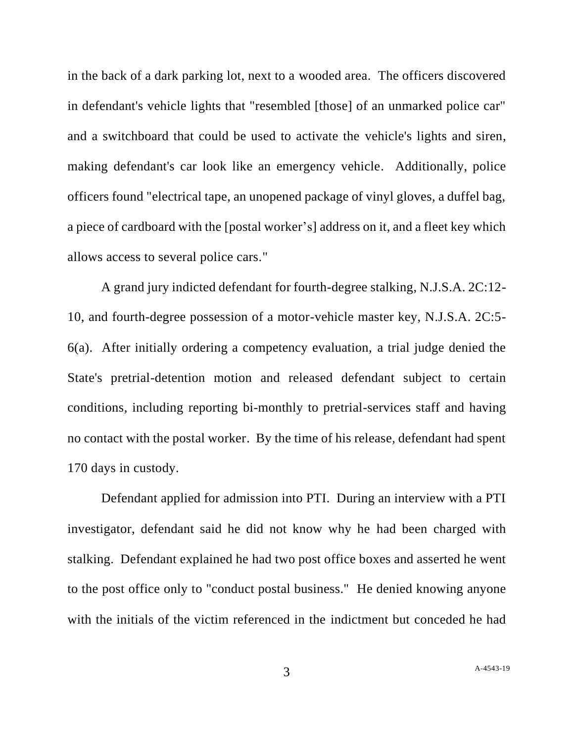in the back of a dark parking lot, next to a wooded area. The officers discovered in defendant's vehicle lights that "resembled [those] of an unmarked police car" and a switchboard that could be used to activate the vehicle's lights and siren, making defendant's car look like an emergency vehicle. Additionally, police officers found "electrical tape, an unopened package of vinyl gloves, a duffel bag, a piece of cardboard with the [postal worker's] address on it, and a fleet key which allows access to several police cars."

A grand jury indicted defendant for fourth-degree stalking, N.J.S.A. 2C:12-10, and fourth-degree possession of a motor-vehicle master key, N.J.S.A. 2C:5-6(a). After initially ordering a competency evaluation, a trial judge denied the State's pretrial-detention motion and released defendant subject to certain conditions, including reporting bi-monthly to pretrial-services staff and having no contact with the postal worker. By the time of his release, defendant had spent 170 days in custody.

Defendant applied for admission into PTI. During an interview with a PTI investigator, defendant said he did not know why he had been charged with stalking. Defendant explained he had two post office boxes and asserted he went to the post office only to "conduct postal business." He denied knowing anyone with the initials of the victim referenced in the indictment but conceded he had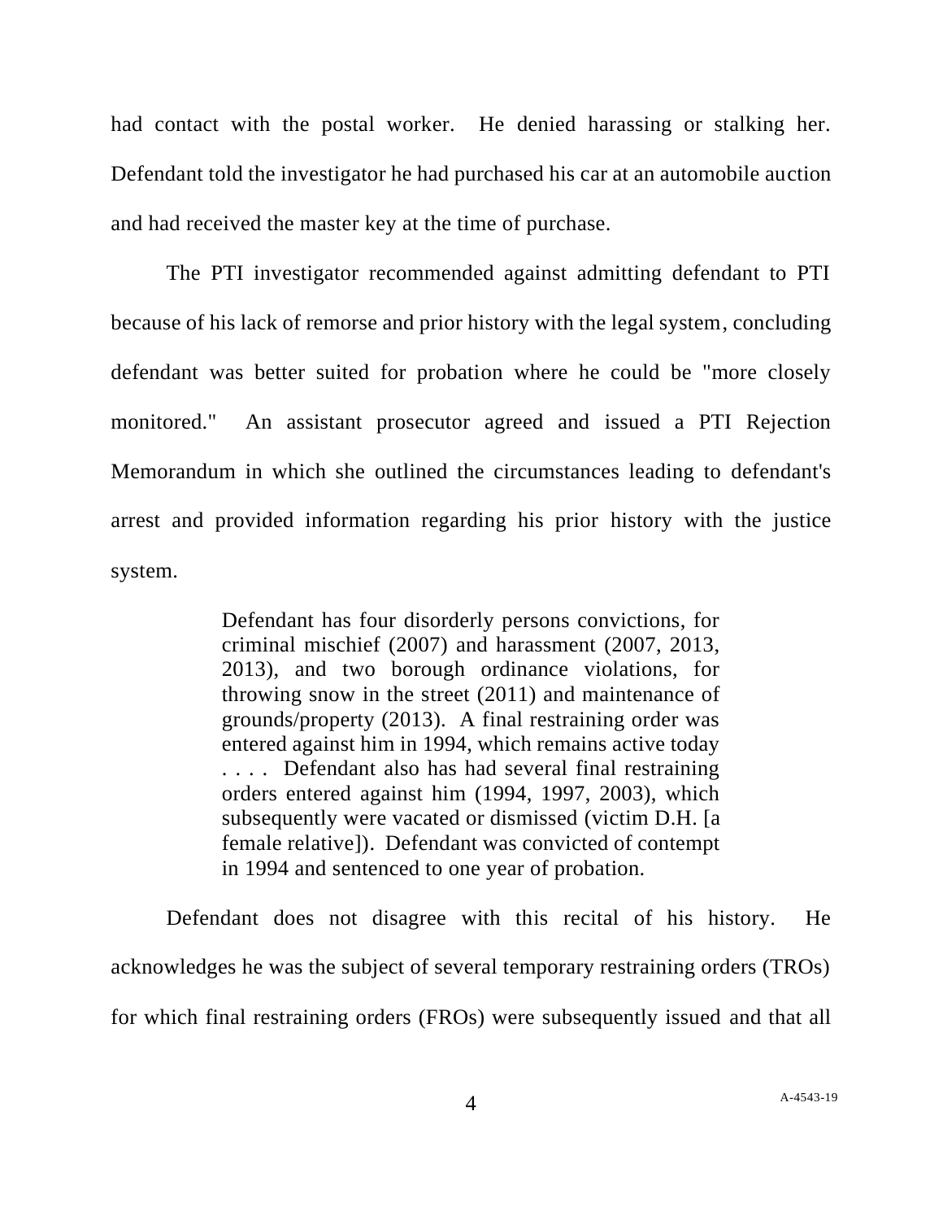had contact with the postal worker. He denied harassing or stalking her. Defendant told the investigator he had purchased his car at an automobile auction and had received the master key at the time of purchase.

The PTI investigator recommended against admitting defendant to PTI because of his lack of remorse and prior history with the legal system, concluding defendant was better suited for probation where he could be "more closely monitored." An assistant prosecutor agreed and issued a PTI Rejection Memorandum in which she outlined the circumstances leading to defendant's arrest and provided information regarding his prior history with the justice system.

> Defendant has four disorderly persons convictions, for criminal mischief (2007) and harassment (2007, 2013, 2013), and two borough ordinance violations, for throwing snow in the street (2011) and maintenance of grounds/property (2013). A final restraining order was entered against him in 1994, which remains active today . . . . Defendant also has had several final restraining orders entered against him (1994, 1997, 2003), which subsequently were vacated or dismissed (victim D.H. [a female relative]). Defendant was convicted of contempt in 1994 and sentenced to one year of probation.

Defendant does not disagree with this recital of his history. He acknowledges he was the subject of several temporary restraining orders (TROs) for which final restraining orders (FROs) were subsequently issued and that all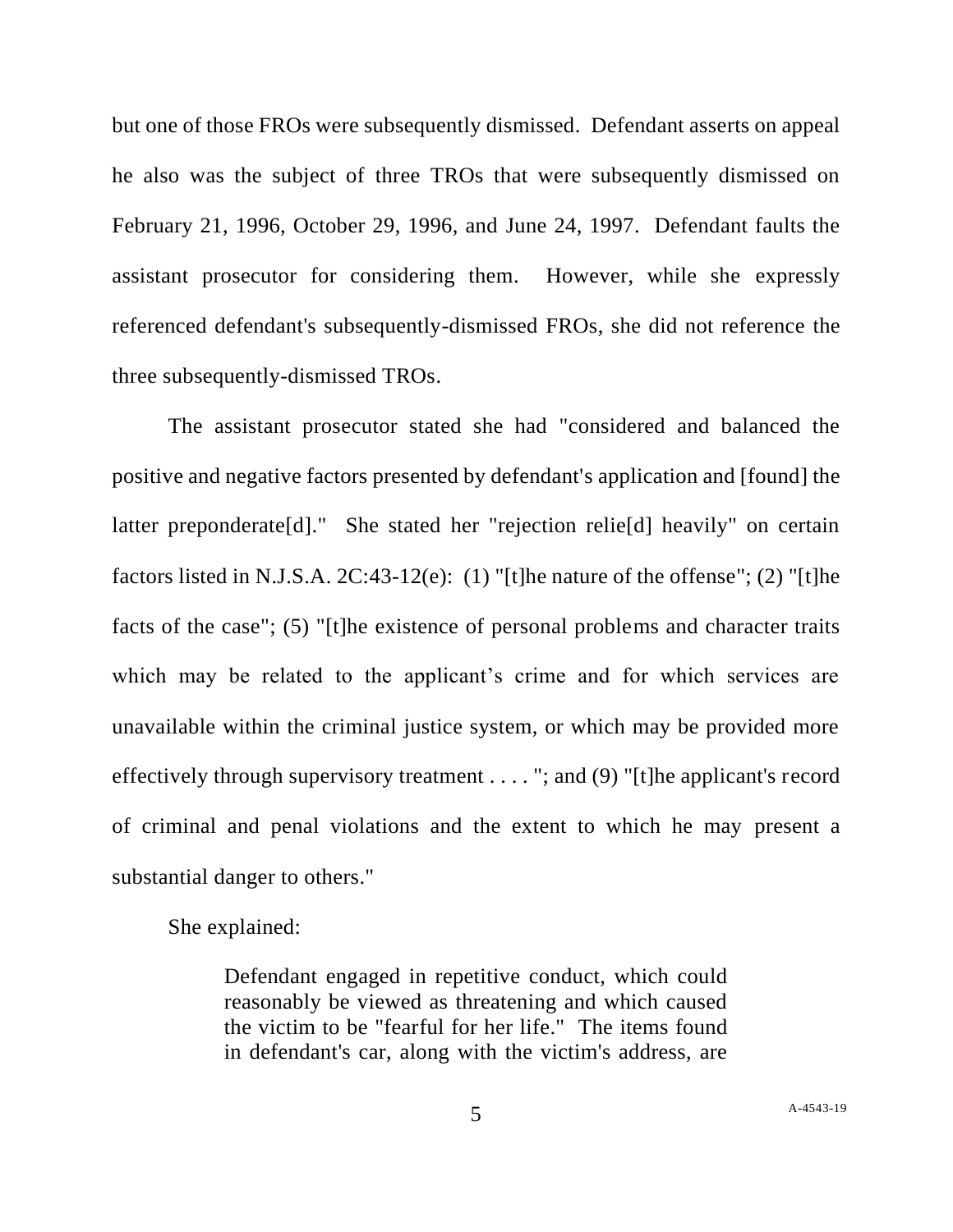but one of those FROs were subsequently dismissed. Defendant asserts on appeal he also was the subject of three TROs that were subsequently dismissed on February 21, 1996, October 29, 1996, and June 24, 1997. Defendant faults the assistant prosecutor for considering them. However, while she expressly referenced defendant's subsequently-dismissed FROs, she did not reference the three subsequently-dismissed TROs.

The assistant prosecutor stated she had "considered and balanced the positive and negative factors presented by defendant's application and [found] the latter preponderate[d]." She stated her "rejection relie[d] heavily" on certain factors listed in N.J.S.A. 2C:43-12(e): (1) "[t]he nature of the offense"; (2) "[t]he facts of the case"; (5) "[t]he existence of personal problems and character traits which may be related to the applicant's crime and for which services are unavailable within the criminal justice system, or which may be provided more effectively through supervisory treatment . . . . "; and (9) "[t]he applicant's record of criminal and penal violations and the extent to which he may present a substantial danger to others."

She explained:

> Defendant engaged in repetitive conduct, which could reasonably be viewed as threatening and which caused the victim to be "fearful for her life." The items found in defendant's car, along with the victim's address, are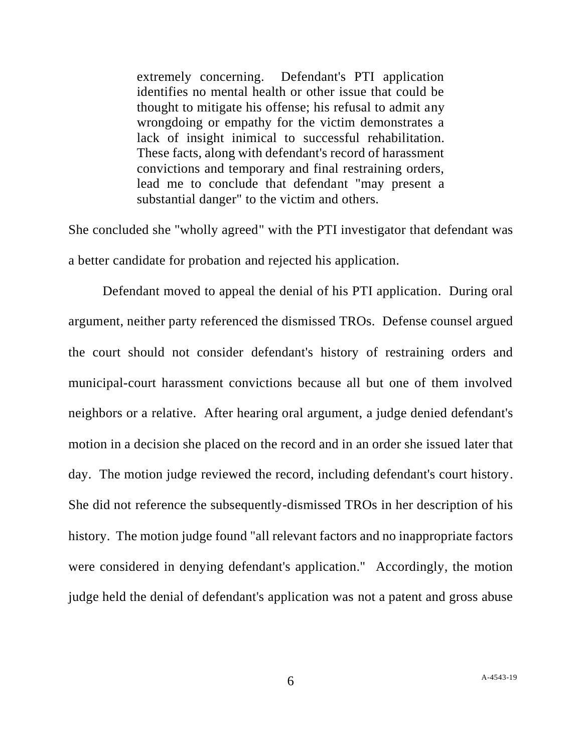> extremely concerning. Defendant's PTI application identifies no mental health or other issue that could be thought to mitigate his offense; his refusal to admit any wrongdoing or empathy for the victim demonstrates a lack of insight inimical to successful rehabilitation. These facts, along with defendant's record of harassment convictions and temporary and final restraining orders, lead me to conclude that defendant "may present a substantial danger" to the victim and others.

She concluded she "wholly agreed" with the PTI investigator that defendant was a better candidate for probation and rejected his application.

Defendant moved to appeal the denial of his PTI application. During oral argument, neither party referenced the dismissed TROs. Defense counsel argued the court should not consider defendant's history of restraining orders and municipal-court harassment convictions because all but one of them involved neighbors or a relative. After hearing oral argument, a judge denied defendant's motion in a decision she placed on the record and in an order she issued later that day. The motion judge reviewed the record, including defendant's court history. She did not reference the subsequently-dismissed TROs in her description of his history. The motion judge found "all relevant factors and no inappropriate factors were considered in denying defendant's application." Accordingly, the motion judge held the denial of defendant's application was not a patent and gross abuse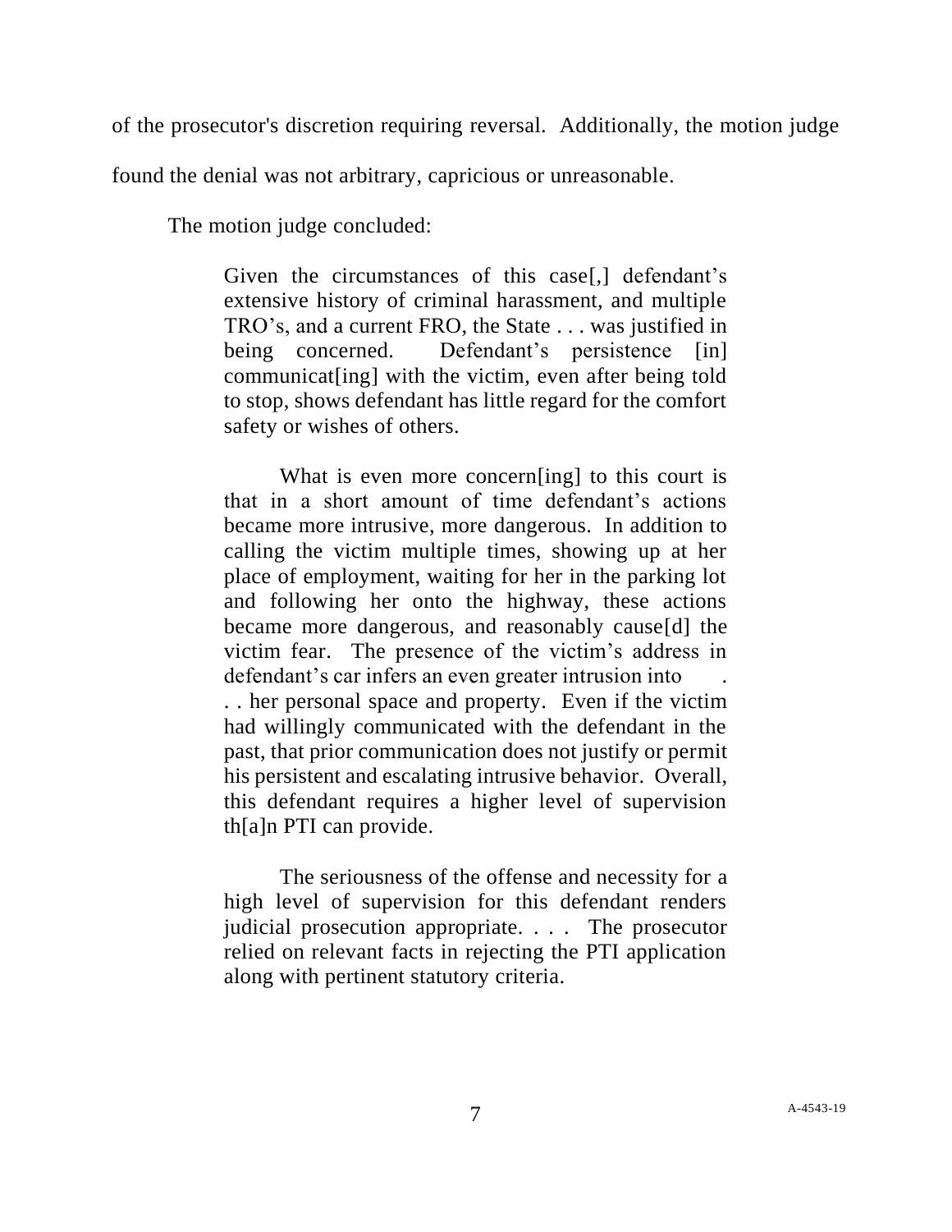of the prosecutor's discretion requiring reversal. Additionally, the motion judge found the denial was not arbitrary, capricious or unreasonable.

The motion judge concluded:

> Given the circumstances of this case[,] defendant's extensive history of criminal harassment, and multiple TRO's, and a current FRO, the State . . . was justified in being concerned. Defendant's persistence [in] communicat[ing] with the victim, even after being told to stop, shows defendant has little regard for the comfort safety or wishes of others.
>
> What is even more concern[ing] to this court is that in a short amount of time defendant's actions became more intrusive, more dangerous. In addition to calling the victim multiple times, showing up at her place of employment, waiting for her in the parking lot and following her onto the highway, these actions became more dangerous, and reasonably cause[d] the victim fear. The presence of the victim's address in defendant's car infers an even greater intrusion into . . . her personal space and property. Even if the victim had willingly communicated with the defendant in the past, that prior communication does not justify or permit his persistent and escalating intrusive behavior. Overall, this defendant requires a higher level of supervision th[a]n PTI can provide.
>
> The seriousness of the offense and necessity for a high level of supervision for this defendant renders judicial prosecution appropriate. . . . The prosecutor relied on relevant facts in rejecting the PTI application along with pertinent statutory criteria.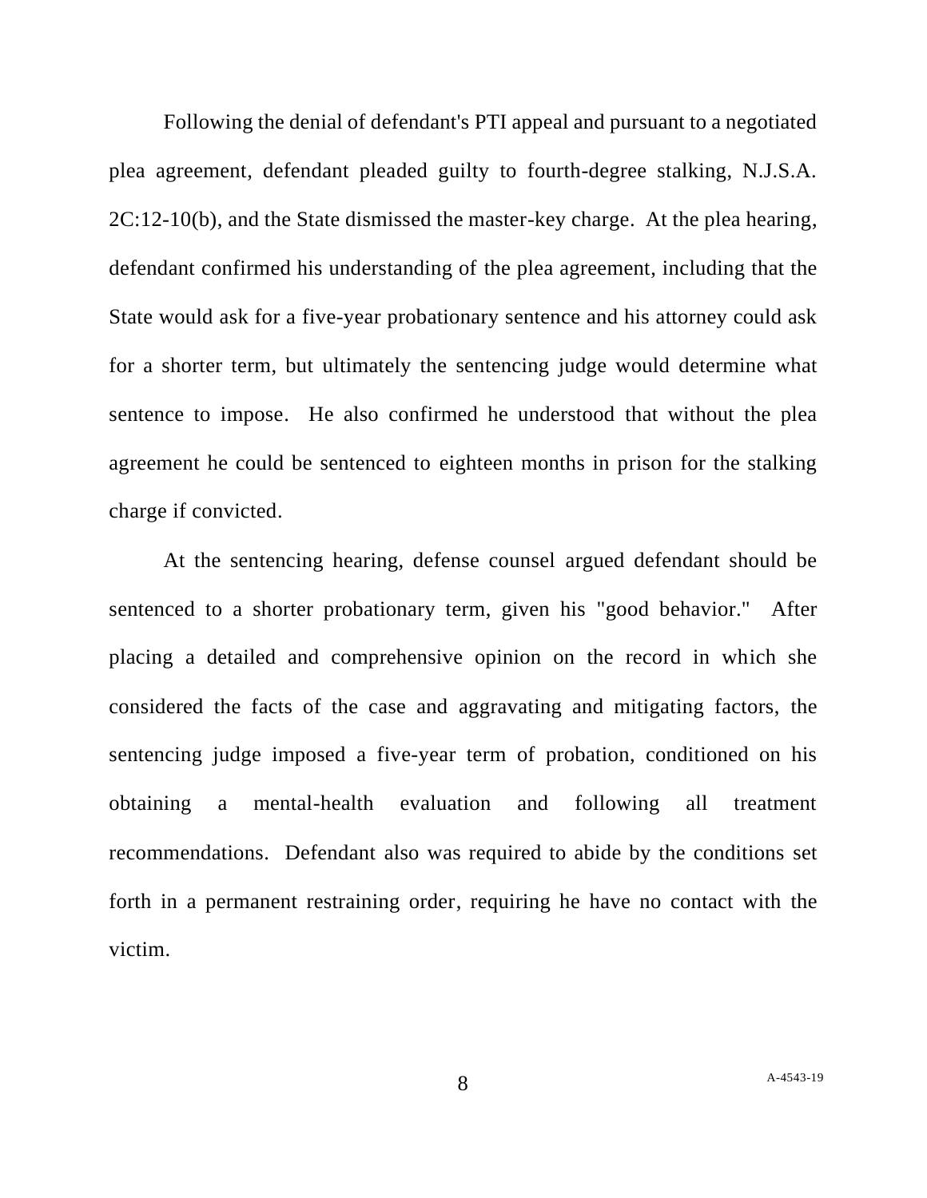Following the denial of defendant's PTI appeal and pursuant to a negotiated plea agreement, defendant pleaded guilty to fourth-degree stalking, N.J.S.A. 2C:12-10(b), and the State dismissed the master-key charge. At the plea hearing, defendant confirmed his understanding of the plea agreement, including that the State would ask for a five-year probationary sentence and his attorney could ask for a shorter term, but ultimately the sentencing judge would determine what sentence to impose. He also confirmed he understood that without the plea agreement he could be sentenced to eighteen months in prison for the stalking charge if convicted.

At the sentencing hearing, defense counsel argued defendant should be sentenced to a shorter probationary term, given his "good behavior." After placing a detailed and comprehensive opinion on the record in which she considered the facts of the case and aggravating and mitigating factors, the sentencing judge imposed a five-year term of probation, conditioned on his obtaining a mental-health evaluation and following all treatment recommendations. Defendant also was required to abide by the conditions set forth in a permanent restraining order, requiring he have no contact with the victim.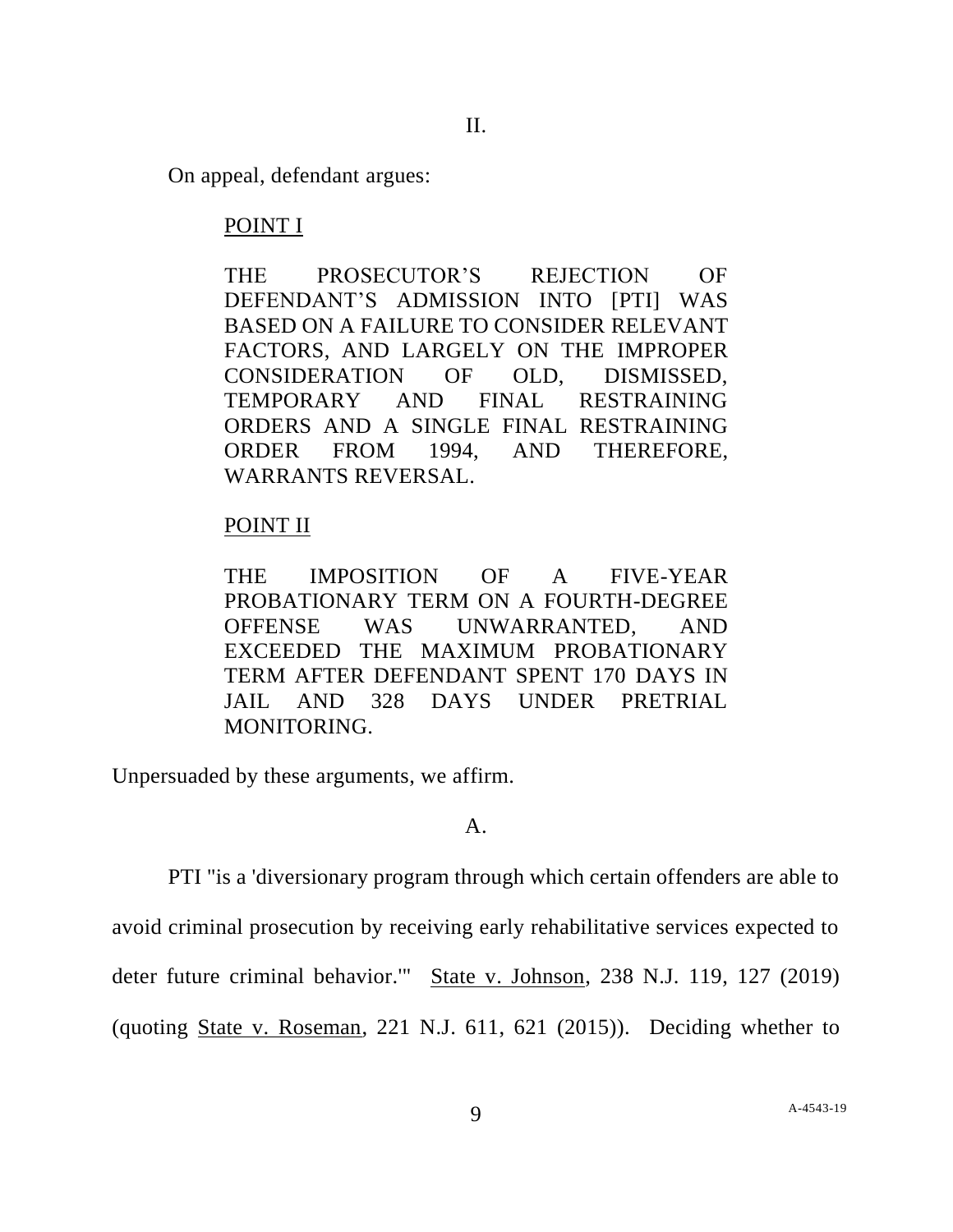II.

On appeal, defendant argues:

> POINT I
>
> THE PROSECUTOR'S REJECTION OF DEFENDANT'S ADMISSION INTO [PTI] WAS BASED ON A FAILURE TO CONSIDER RELEVANT FACTORS, AND LARGELY ON THE IMPROPER CONSIDERATION OF OLD, DISMISSED, TEMPORARY AND FINAL RESTRAINING ORDERS AND A SINGLE FINAL RESTRAINING ORDER FROM 1994, AND THEREFORE, WARRANTS REVERSAL.
>
> POINT II
>
> THE IMPOSITION OF A FIVE-YEAR PROBATIONARY TERM ON A FOURTH-DEGREE OFFENSE WAS UNWARRANTED, AND EXCEEDED THE MAXIMUM PROBATIONARY TERM AFTER DEFENDANT SPENT 170 DAYS IN JAIL AND 328 DAYS UNDER PRETRIAL MONITORING.

Unpersuaded by these arguments, we affirm.

A.

PTI "is a 'diversionary program through which certain offenders are able to avoid criminal prosecution by receiving early rehabilitative services expected to deter future criminal behavior.'" State v. Johnson, 238 N.J. 119, 127 (2019) (quoting State v. Roseman, 221 N.J. 611, 621 (2015)). Deciding whether to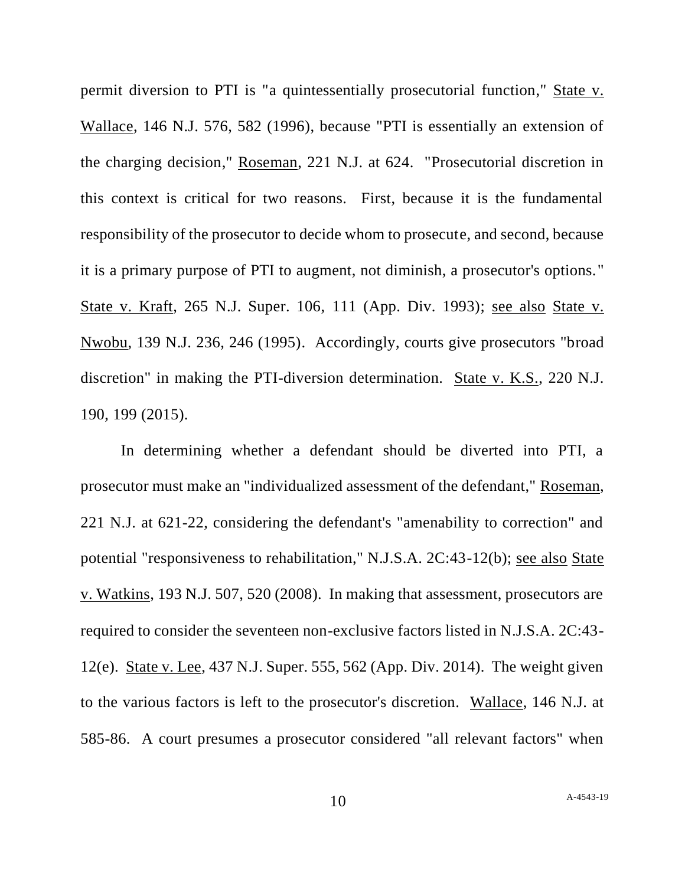permit diversion to PTI is "a quintessentially prosecutorial function," State v. Wallace, 146 N.J. 576, 582 (1996), because "PTI is essentially an extension of the charging decision," Roseman, 221 N.J. at 624. "Prosecutorial discretion in this context is critical for two reasons. First, because it is the fundamental responsibility of the prosecutor to decide whom to prosecute, and second, because it is a primary purpose of PTI to augment, not diminish, a prosecutor's options." State v. Kraft, 265 N.J. Super. 106, 111 (App. Div. 1993); see also State v. Nwobu, 139 N.J. 236, 246 (1995). Accordingly, courts give prosecutors "broad discretion" in making the PTI-diversion determination. State v. K.S., 220 N.J. 190, 199 (2015).

In determining whether a defendant should be diverted into PTI, a prosecutor must make an "individualized assessment of the defendant," Roseman, 221 N.J. at 621-22, considering the defendant's "amenability to correction" and potential "responsiveness to rehabilitation," N.J.S.A. 2C:43-12(b); see also State v. Watkins, 193 N.J. 507, 520 (2008). In making that assessment, prosecutors are required to consider the seventeen non-exclusive factors listed in N.J.S.A. 2C:43-12(e). State v. Lee, 437 N.J. Super. 555, 562 (App. Div. 2014). The weight given to the various factors is left to the prosecutor's discretion. Wallace, 146 N.J. at 585-86. A court presumes a prosecutor considered "all relevant factors" when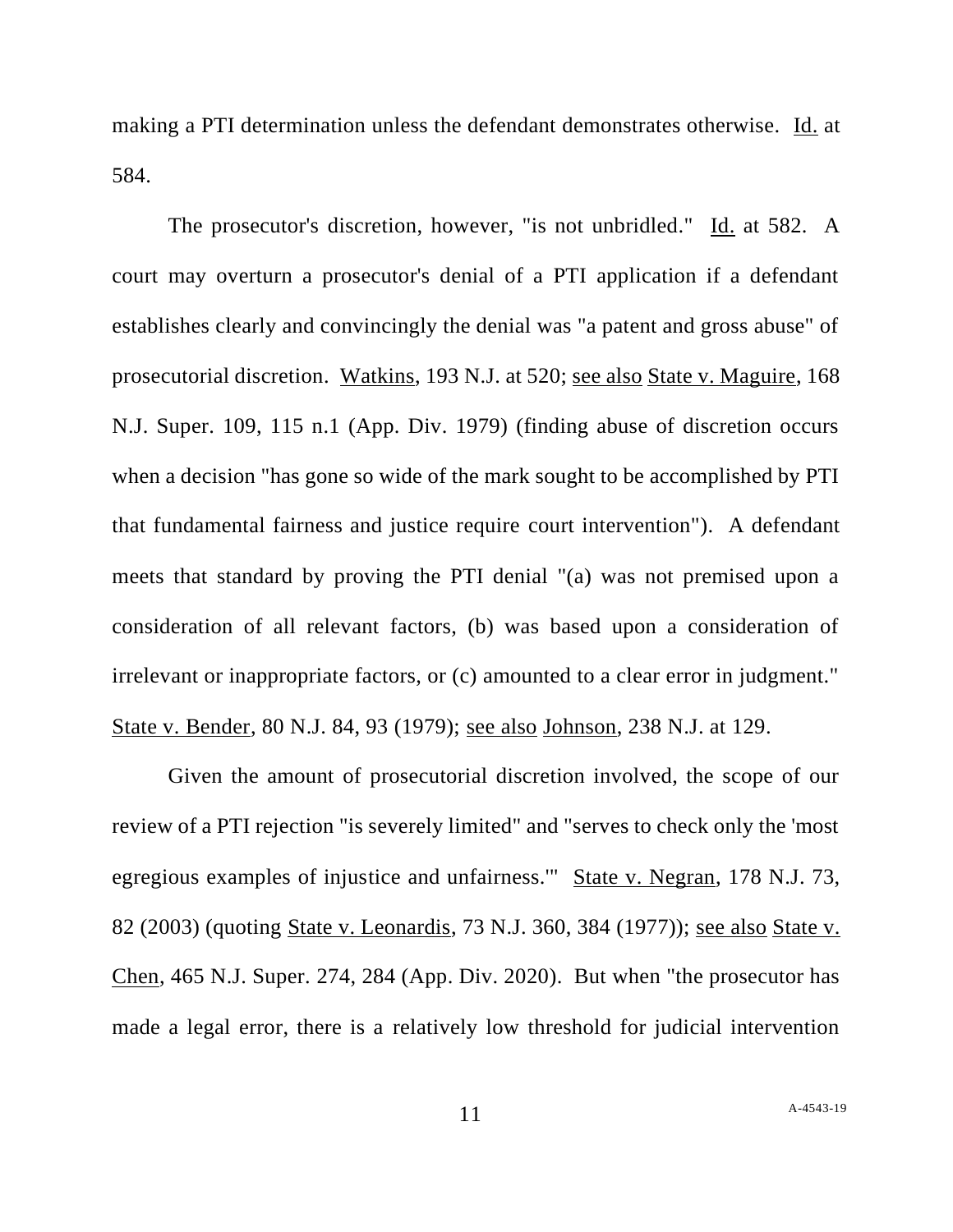making a PTI determination unless the defendant demonstrates otherwise. Id. at 584.

The prosecutor's discretion, however, "is not unbridled." Id. at 582. A court may overturn a prosecutor's denial of a PTI application if a defendant establishes clearly and convincingly the denial was "a patent and gross abuse" of prosecutorial discretion. Watkins, 193 N.J. at 520; see also State v. Maguire, 168 N.J. Super. 109, 115 n.1 (App. Div. 1979) (finding abuse of discretion occurs when a decision "has gone so wide of the mark sought to be accomplished by PTI that fundamental fairness and justice require court intervention"). A defendant meets that standard by proving the PTI denial "(a) was not premised upon a consideration of all relevant factors, (b) was based upon a consideration of irrelevant or inappropriate factors, or (c) amounted to a clear error in judgment." State v. Bender, 80 N.J. 84, 93 (1979); see also Johnson, 238 N.J. at 129.

Given the amount of prosecutorial discretion involved, the scope of our review of a PTI rejection "is severely limited" and "serves to check only the 'most egregious examples of injustice and unfairness.'" State v. Negran, 178 N.J. 73, 82 (2003) (quoting State v. Leonardis, 73 N.J. 360, 384 (1977)); see also State v. Chen, 465 N.J. Super. 274, 284 (App. Div. 2020). But when "the prosecutor has made a legal error, there is a relatively low threshold for judicial intervention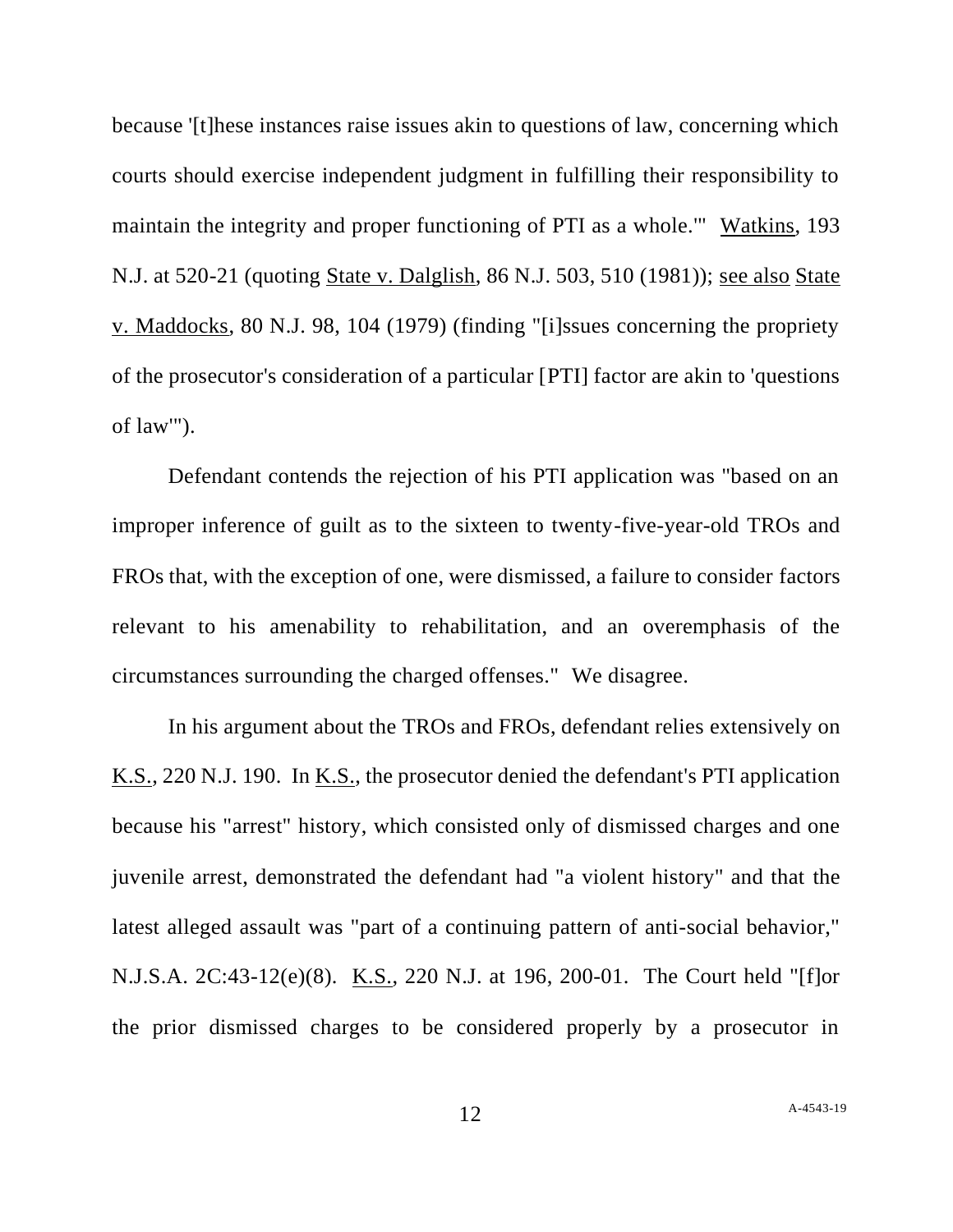because '[t]hese instances raise issues akin to questions of law, concerning which courts should exercise independent judgment in fulfilling their responsibility to maintain the integrity and proper functioning of PTI as a whole.'" Watkins, 193 N.J. at 520-21 (quoting State v. Dalglish, 86 N.J. 503, 510 (1981)); see also State v. Maddocks, 80 N.J. 98, 104 (1979) (finding "[i]ssues concerning the propriety of the prosecutor's consideration of a particular [PTI] factor are akin to 'questions of law'").

Defendant contends the rejection of his PTI application was "based on an improper inference of guilt as to the sixteen to twenty-five-year-old TROs and FROs that, with the exception of one, were dismissed, a failure to consider factors relevant to his amenability to rehabilitation, and an overemphasis of the circumstances surrounding the charged offenses." We disagree.

In his argument about the TROs and FROs, defendant relies extensively on K.S., 220 N.J. 190. In K.S., the prosecutor denied the defendant's PTI application because his "arrest" history, which consisted only of dismissed charges and one juvenile arrest, demonstrated the defendant had "a violent history" and that the latest alleged assault was "part of a continuing pattern of anti-social behavior," N.J.S.A. 2C:43-12(e)(8). K.S., 220 N.J. at 196, 200-01. The Court held "[f]or the prior dismissed charges to be considered properly by a prosecutor in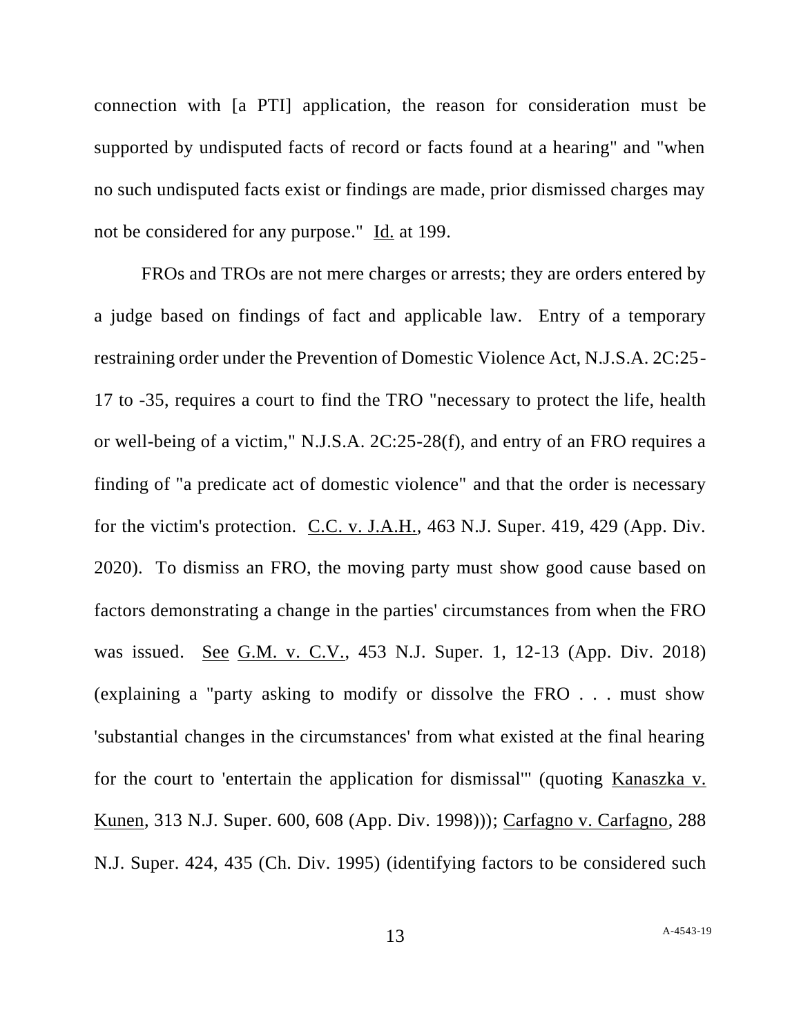connection with [a PTI] application, the reason for consideration must be supported by undisputed facts of record or facts found at a hearing" and "when no such undisputed facts exist or findings are made, prior dismissed charges may not be considered for any purpose." Id. at 199.

FROs and TROs are not mere charges or arrests; they are orders entered by a judge based on findings of fact and applicable law. Entry of a temporary restraining order under the Prevention of Domestic Violence Act, N.J.S.A. 2C:25-17 to -35, requires a court to find the TRO "necessary to protect the life, health or well-being of a victim," N.J.S.A. 2C:25-28(f), and entry of an FRO requires a finding of "a predicate act of domestic violence" and that the order is necessary for the victim's protection. C.C. v. J.A.H., 463 N.J. Super. 419, 429 (App. Div. 2020). To dismiss an FRO, the moving party must show good cause based on factors demonstrating a change in the parties' circumstances from when the FRO was issued. See G.M. v. C.V., 453 N.J. Super. 1, 12-13 (App. Div. 2018) (explaining a "party asking to modify or dissolve the FRO . . . must show 'substantial changes in the circumstances' from what existed at the final hearing for the court to 'entertain the application for dismissal'" (quoting Kanaszka v. Kunen, 313 N.J. Super. 600, 608 (App. Div. 1998))); Carfagno v. Carfagno, 288 N.J. Super. 424, 435 (Ch. Div. 1995) (identifying factors to be considered such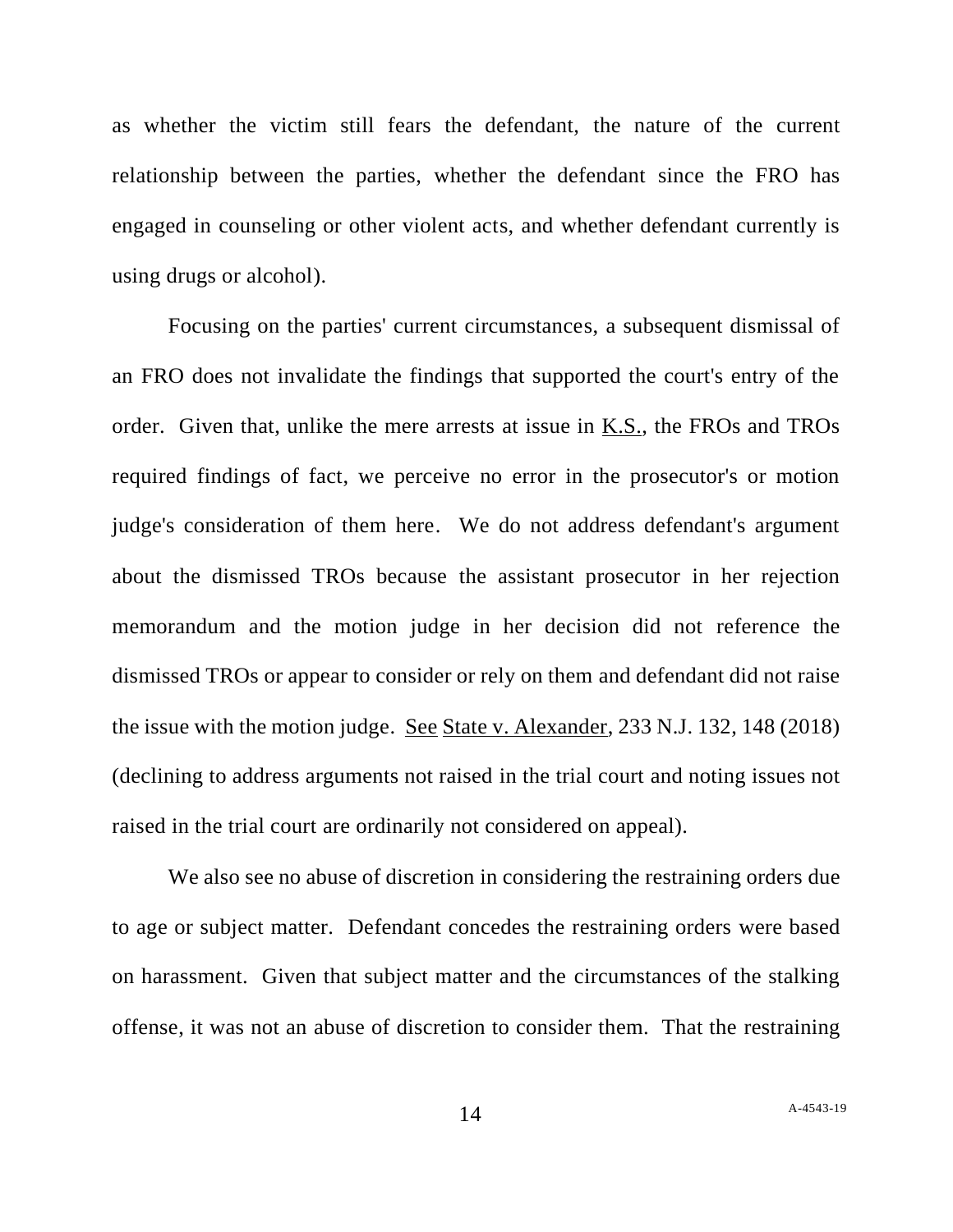as whether the victim still fears the defendant, the nature of the current relationship between the parties, whether the defendant since the FRO has engaged in counseling or other violent acts, and whether defendant currently is using drugs or alcohol).

Focusing on the parties' current circumstances, a subsequent dismissal of an FRO does not invalidate the findings that supported the court's entry of the order. Given that, unlike the mere arrests at issue in K.S., the FROs and TROs required findings of fact, we perceive no error in the prosecutor's or motion judge's consideration of them here. We do not address defendant's argument about the dismissed TROs because the assistant prosecutor in her rejection memorandum and the motion judge in her decision did not reference the dismissed TROs or appear to consider or rely on them and defendant did not raise the issue with the motion judge. See State v. Alexander, 233 N.J. 132, 148 (2018) (declining to address arguments not raised in the trial court and noting issues not raised in the trial court are ordinarily not considered on appeal).

We also see no abuse of discretion in considering the restraining orders due to age or subject matter. Defendant concedes the restraining orders were based on harassment. Given that subject matter and the circumstances of the stalking offense, it was not an abuse of discretion to consider them. That the restraining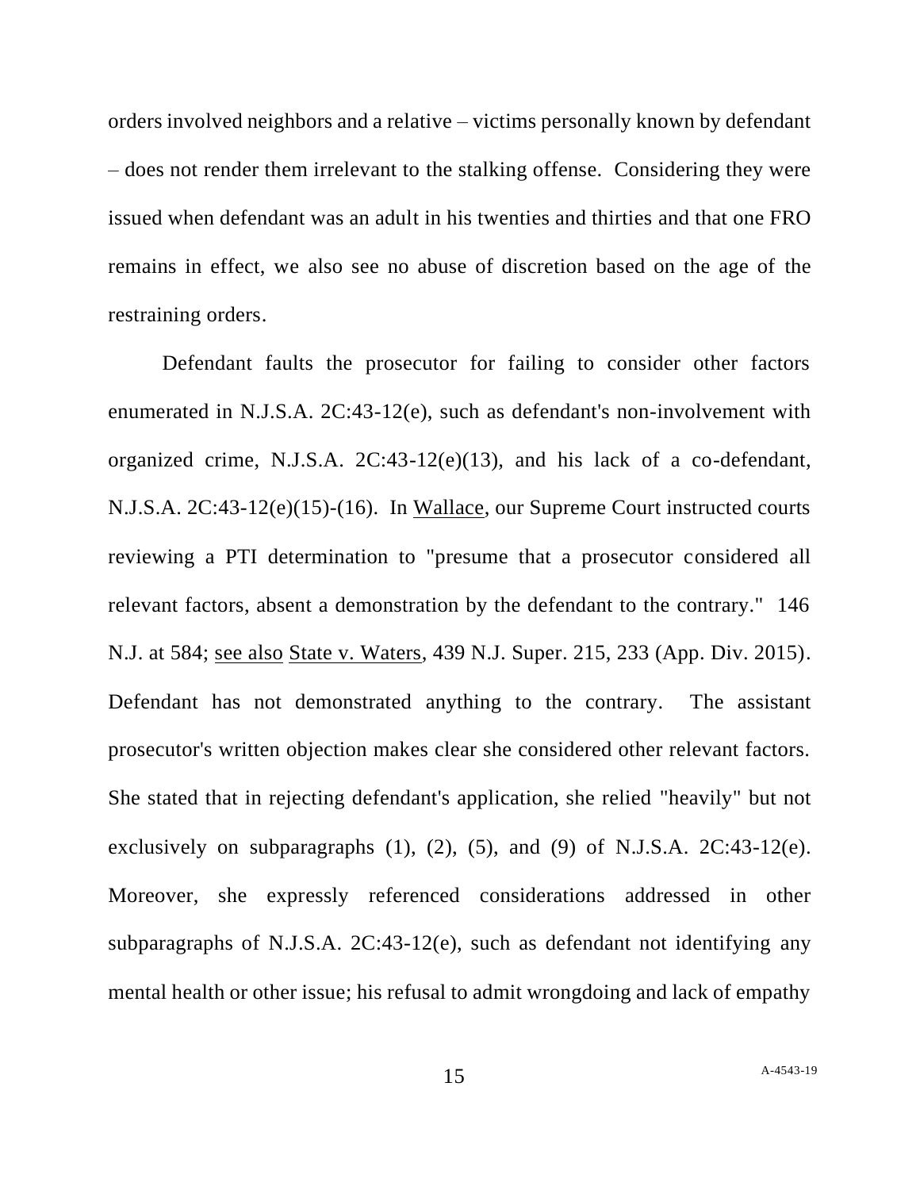orders involved neighbors and a relative – victims personally known by defendant – does not render them irrelevant to the stalking offense. Considering they were issued when defendant was an adult in his twenties and thirties and that one FRO remains in effect, we also see no abuse of discretion based on the age of the restraining orders.

Defendant faults the prosecutor for failing to consider other factors enumerated in N.J.S.A. 2C:43-12(e), such as defendant's non-involvement with organized crime, N.J.S.A. 2C:43-12(e)(13), and his lack of a co-defendant, N.J.S.A. 2C:43-12(e)(15)-(16). In Wallace, our Supreme Court instructed courts reviewing a PTI determination to "presume that a prosecutor considered all relevant factors, absent a demonstration by the defendant to the contrary." 146 N.J. at 584; see also State v. Waters, 439 N.J. Super. 215, 233 (App. Div. 2015). Defendant has not demonstrated anything to the contrary. The assistant prosecutor's written objection makes clear she considered other relevant factors. She stated that in rejecting defendant's application, she relied "heavily" but not exclusively on subparagraphs (1), (2), (5), and (9) of N.J.S.A. 2C:43-12(e). Moreover, she expressly referenced considerations addressed in other subparagraphs of N.J.S.A. 2C:43-12(e), such as defendant not identifying any mental health or other issue; his refusal to admit wrongdoing and lack of empathy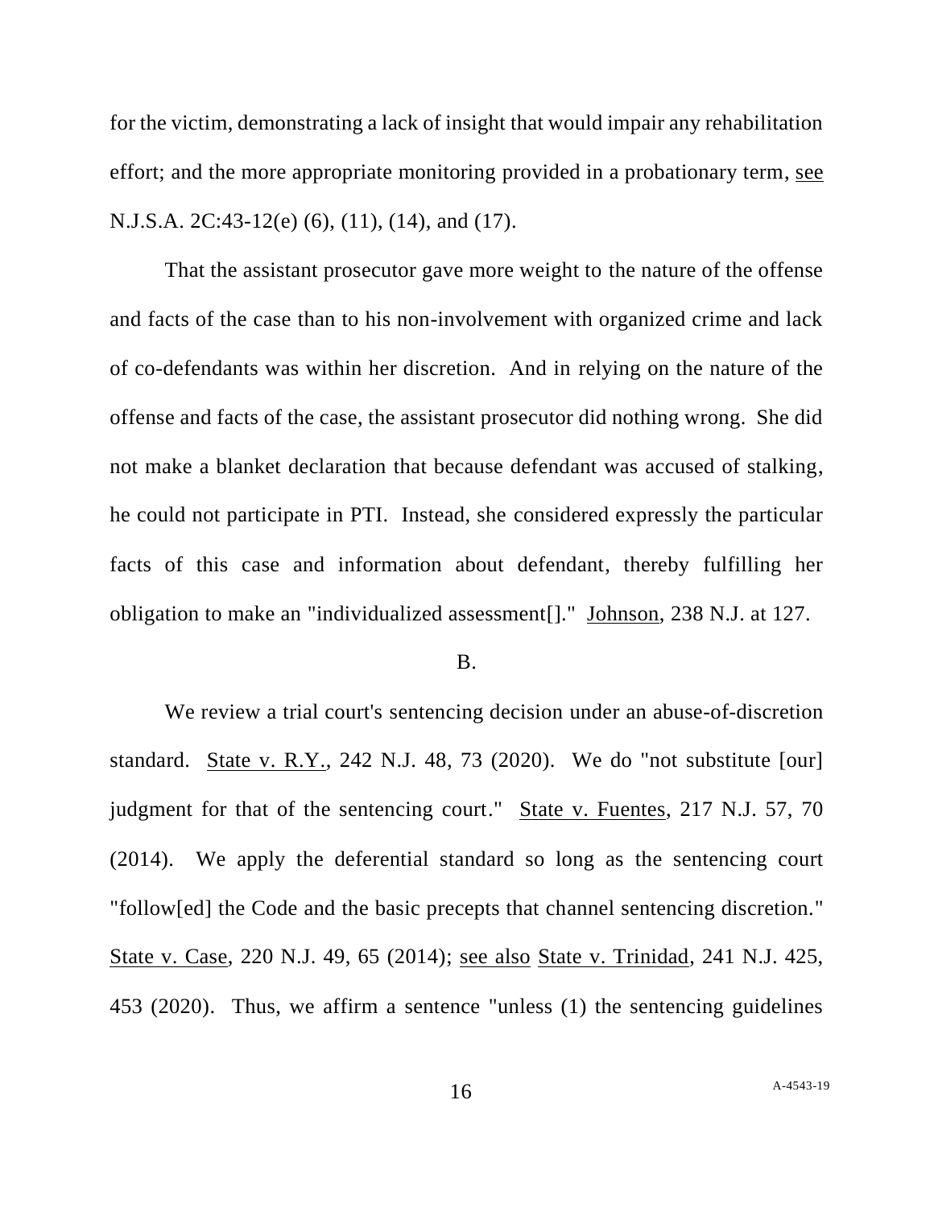for the victim, demonstrating a lack of insight that would impair any rehabilitation effort; and the more appropriate monitoring provided in a probationary term, see N.J.S.A. 2C:43-12(e) (6), (11), (14), and (17).

That the assistant prosecutor gave more weight to the nature of the offense and facts of the case than to his non-involvement with organized crime and lack of co-defendants was within her discretion. And in relying on the nature of the offense and facts of the case, the assistant prosecutor did nothing wrong. She did not make a blanket declaration that because defendant was accused of stalking, he could not participate in PTI. Instead, she considered expressly the particular facts of this case and information about defendant, thereby fulfilling her obligation to make an "individualized assessment[]." Johnson, 238 N.J. at 127.

B.

We review a trial court's sentencing decision under an abuse-of-discretion standard. State v. R.Y., 242 N.J. 48, 73 (2020). We do "not substitute [our] judgment for that of the sentencing court." State v. Fuentes, 217 N.J. 57, 70 (2014). We apply the deferential standard so long as the sentencing court "follow[ed] the Code and the basic precepts that channel sentencing discretion." State v. Case, 220 N.J. 49, 65 (2014); see also State v. Trinidad, 241 N.J. 425, 453 (2020). Thus, we affirm a sentence "unless (1) the sentencing guidelines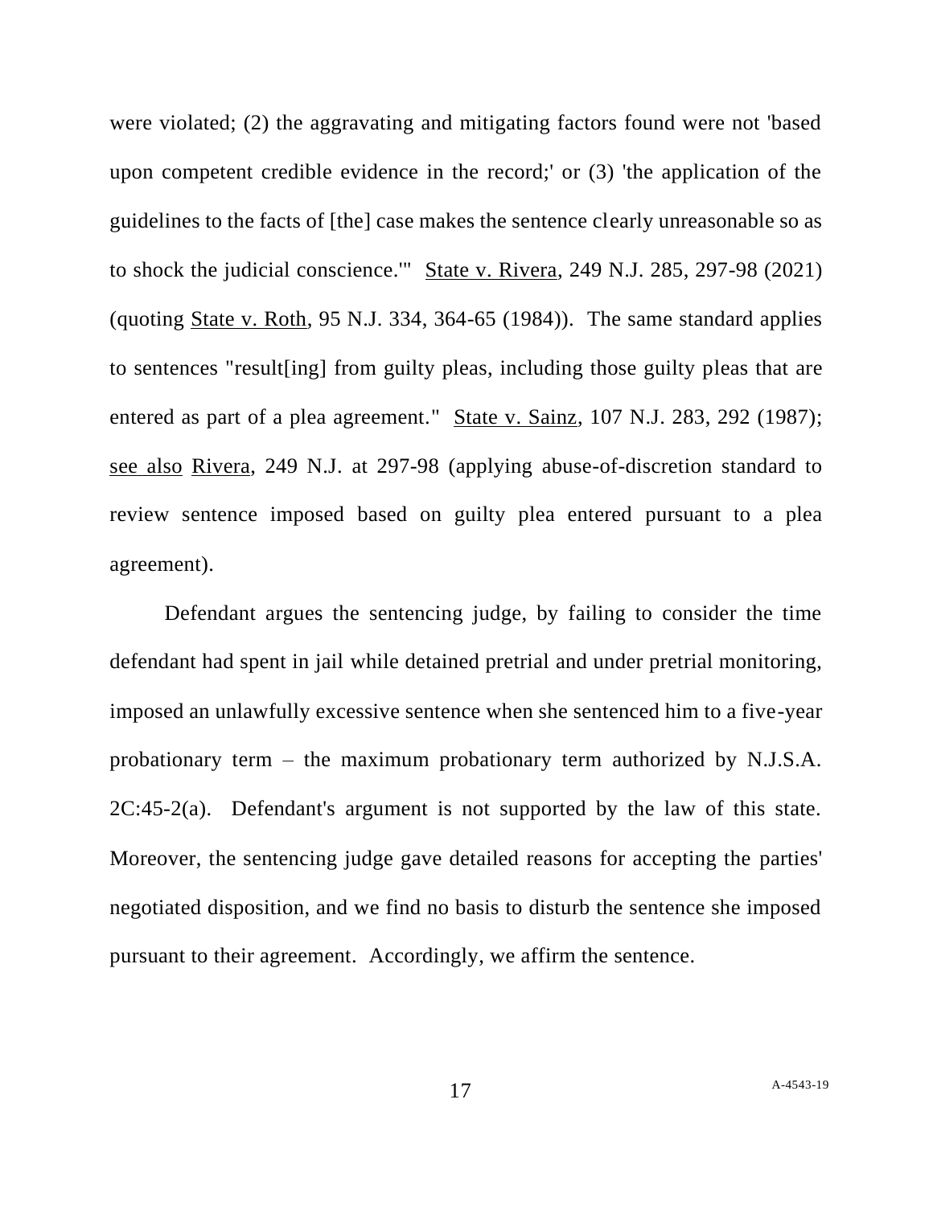were violated; (2) the aggravating and mitigating factors found were not 'based upon competent credible evidence in the record;' or (3) 'the application of the guidelines to the facts of [the] case makes the sentence clearly unreasonable so as to shock the judicial conscience.'" State v. Rivera, 249 N.J. 285, 297-98 (2021) (quoting State v. Roth, 95 N.J. 334, 364-65 (1984)). The same standard applies to sentences "result[ing] from guilty pleas, including those guilty pleas that are entered as part of a plea agreement." State v. Sainz, 107 N.J. 283, 292 (1987); see also Rivera, 249 N.J. at 297-98 (applying abuse-of-discretion standard to review sentence imposed based on guilty plea entered pursuant to a plea agreement).

Defendant argues the sentencing judge, by failing to consider the time defendant had spent in jail while detained pretrial and under pretrial monitoring, imposed an unlawfully excessive sentence when she sentenced him to a five-year probationary term – the maximum probationary term authorized by N.J.S.A. 2C:45-2(a). Defendant's argument is not supported by the law of this state. Moreover, the sentencing judge gave detailed reasons for accepting the parties' negotiated disposition, and we find no basis to disturb the sentence she imposed pursuant to their agreement. Accordingly, we affirm the sentence.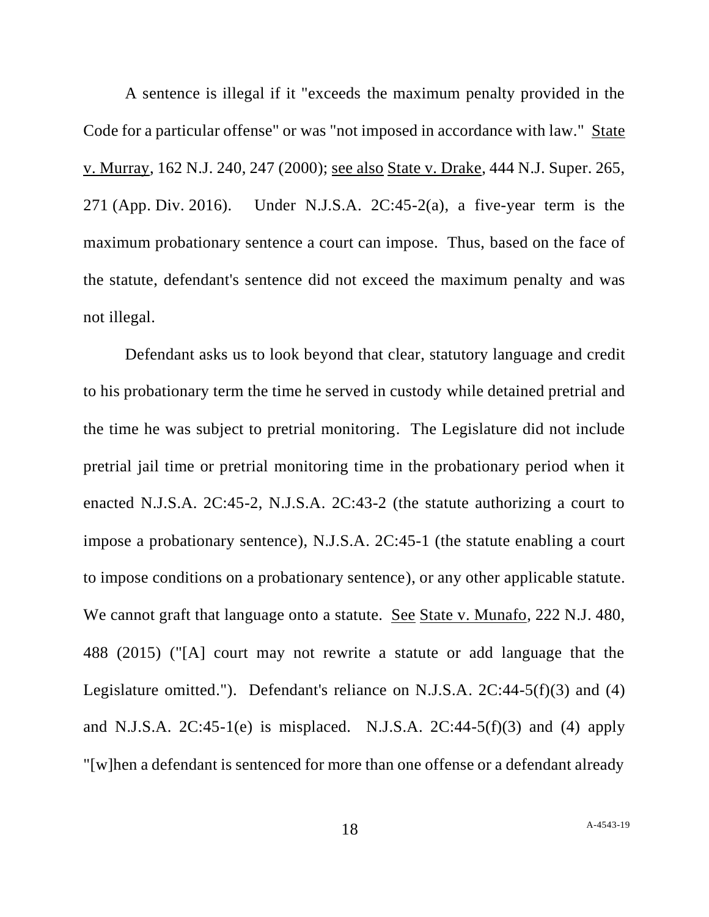A sentence is illegal if it "exceeds the maximum penalty provided in the Code for a particular offense" or was "not imposed in accordance with law." State v. Murray, 162 N.J. 240, 247 (2000); see also State v. Drake, 444 N.J. Super. 265, 271 (App. Div. 2016). Under N.J.S.A. 2C:45-2(a), a five-year term is the maximum probationary sentence a court can impose. Thus, based on the face of the statute, defendant's sentence did not exceed the maximum penalty and was not illegal.

Defendant asks us to look beyond that clear, statutory language and credit to his probationary term the time he served in custody while detained pretrial and the time he was subject to pretrial monitoring. The Legislature did not include pretrial jail time or pretrial monitoring time in the probationary period when it enacted N.J.S.A. 2C:45-2, N.J.S.A. 2C:43-2 (the statute authorizing a court to impose a probationary sentence), N.J.S.A. 2C:45-1 (the statute enabling a court to impose conditions on a probationary sentence), or any other applicable statute. We cannot graft that language onto a statute. See State v. Munafo, 222 N.J. 480, 488 (2015) ("[A] court may not rewrite a statute or add language that the Legislature omitted."). Defendant's reliance on N.J.S.A. 2C:44-5(f)(3) and (4) and N.J.S.A. 2C:45-1(e) is misplaced. N.J.S.A. 2C:44-5(f)(3) and (4) apply "[w]hen a defendant is sentenced for more than one offense or a defendant already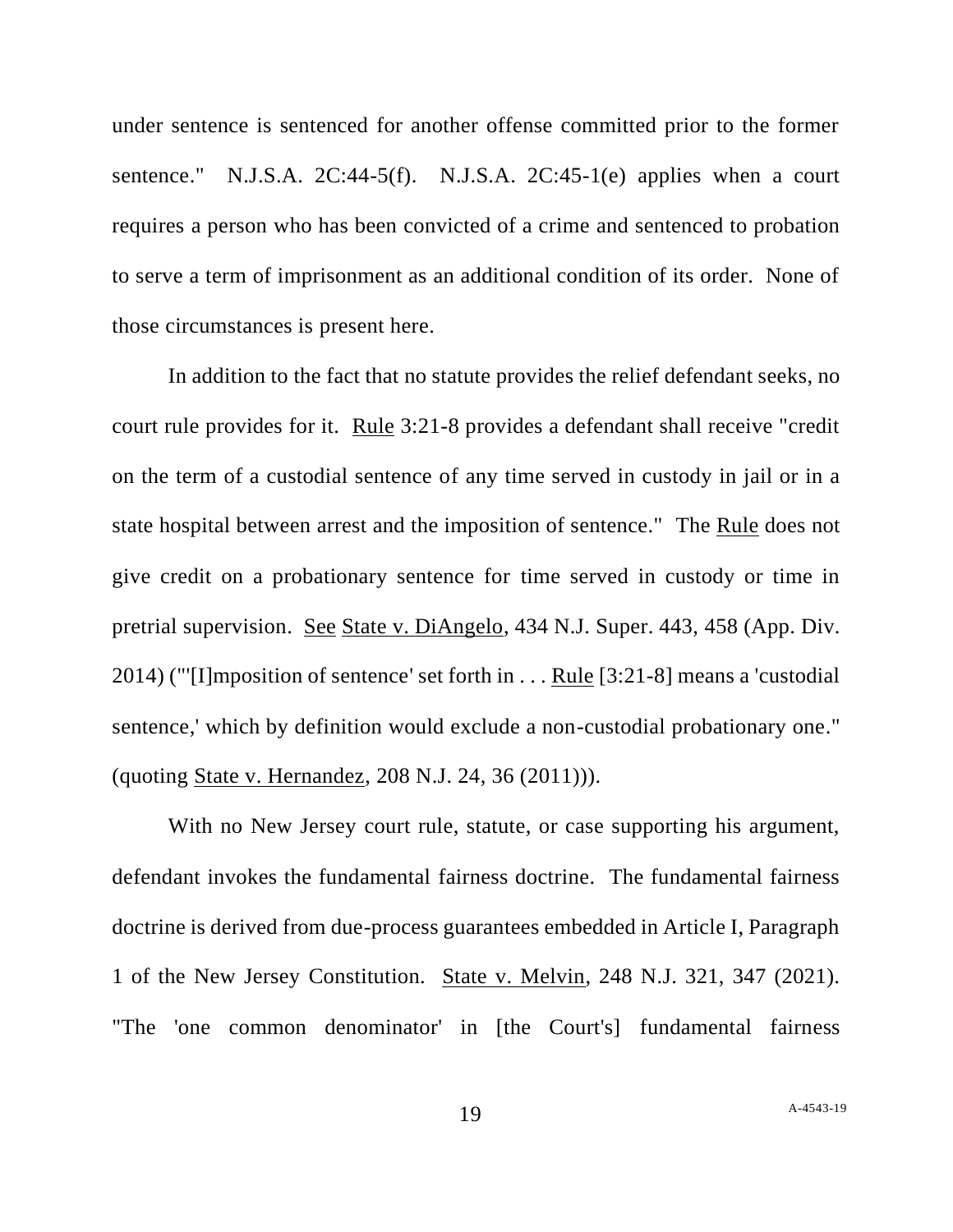under sentence is sentenced for another offense committed prior to the former sentence." N.J.S.A. 2C:44-5(f). N.J.S.A. 2C:45-1(e) applies when a court requires a person who has been convicted of a crime and sentenced to probation to serve a term of imprisonment as an additional condition of its order. None of those circumstances is present here.

In addition to the fact that no statute provides the relief defendant seeks, no court rule provides for it. Rule 3:21-8 provides a defendant shall receive "credit on the term of a custodial sentence of any time served in custody in jail or in a state hospital between arrest and the imposition of sentence." The Rule does not give credit on a probationary sentence for time served in custody or time in pretrial supervision. See State v. DiAngelo, 434 N.J. Super. 443, 458 (App. Div. 2014) ("'[I]mposition of sentence' set forth in . . . Rule [3:21-8] means a 'custodial sentence,' which by definition would exclude a non-custodial probationary one." (quoting State v. Hernandez, 208 N.J. 24, 36 (2011))).

With no New Jersey court rule, statute, or case supporting his argument, defendant invokes the fundamental fairness doctrine. The fundamental fairness doctrine is derived from due-process guarantees embedded in Article I, Paragraph 1 of the New Jersey Constitution. State v. Melvin, 248 N.J. 321, 347 (2021). "The 'one common denominator' in [the Court's] fundamental fairness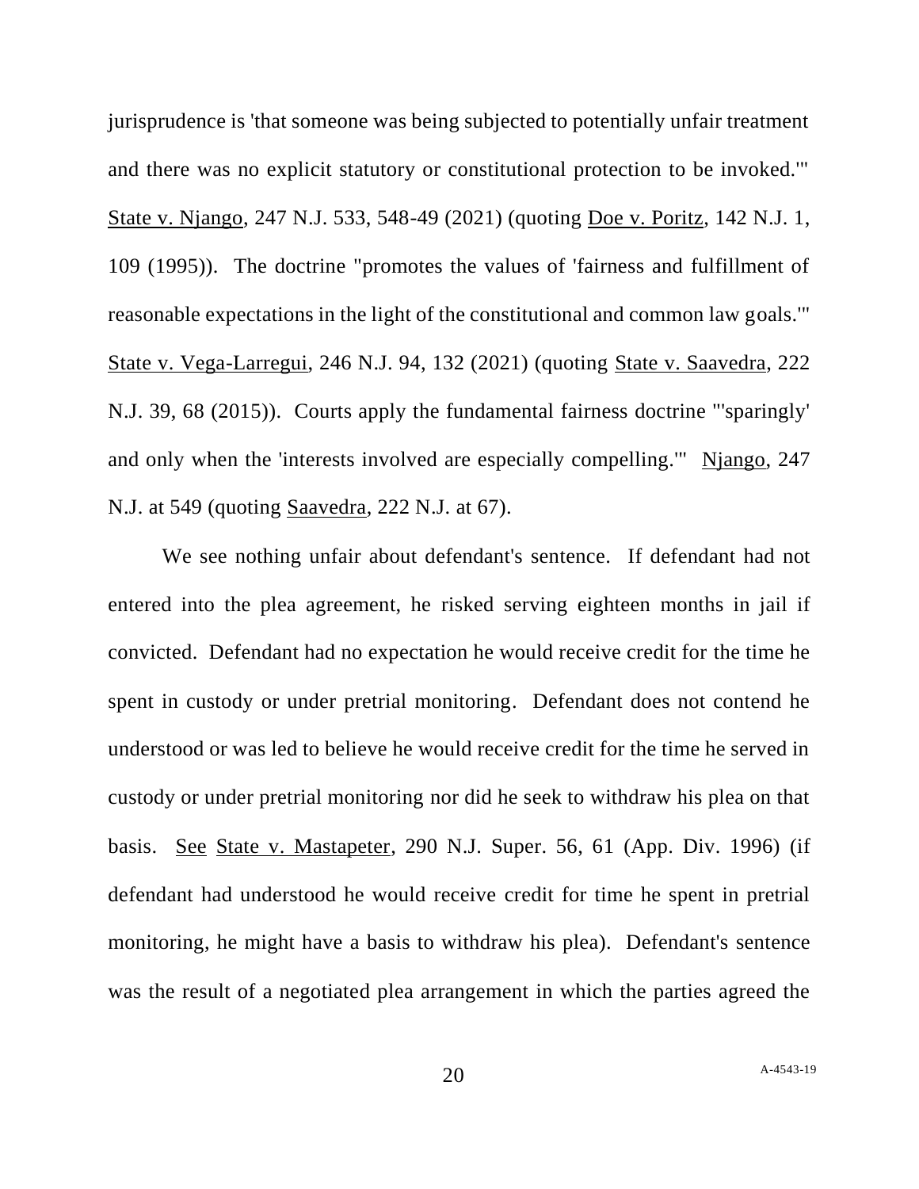jurisprudence is 'that someone was being subjected to potentially unfair treatment and there was no explicit statutory or constitutional protection to be invoked.'" State v. Njango, 247 N.J. 533, 548-49 (2021) (quoting Doe v. Poritz, 142 N.J. 1, 109 (1995)). The doctrine "promotes the values of 'fairness and fulfillment of reasonable expectations in the light of the constitutional and common law goals.'" State v. Vega-Larregui, 246 N.J. 94, 132 (2021) (quoting State v. Saavedra, 222 N.J. 39, 68 (2015)). Courts apply the fundamental fairness doctrine "'sparingly' and only when the 'interests involved are especially compelling.'" Njango, 247 N.J. at 549 (quoting Saavedra, 222 N.J. at 67).

We see nothing unfair about defendant's sentence. If defendant had not entered into the plea agreement, he risked serving eighteen months in jail if convicted. Defendant had no expectation he would receive credit for the time he spent in custody or under pretrial monitoring. Defendant does not contend he understood or was led to believe he would receive credit for the time he served in custody or under pretrial monitoring nor did he seek to withdraw his plea on that basis. See State v. Mastapeter, 290 N.J. Super. 56, 61 (App. Div. 1996) (if defendant had understood he would receive credit for time he spent in pretrial monitoring, he might have a basis to withdraw his plea). Defendant's sentence was the result of a negotiated plea arrangement in which the parties agreed the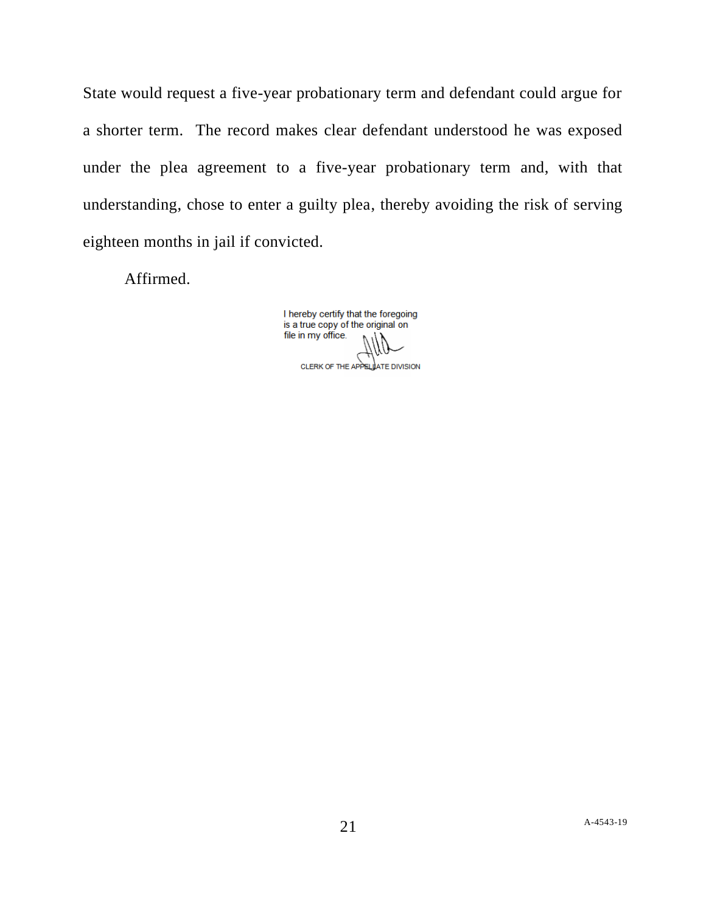State would request a five-year probationary term and defendant could argue for a shorter term. The record makes clear defendant understood he was exposed under the plea agreement to a five-year probationary term and, with that understanding, chose to enter a guilty plea, thereby avoiding the risk of serving eighteen months in jail if convicted.

Affirmed.

I hereby certify that the foregoing is a true copy of the original on file in my office.

CLERK OF THE APPELLATE DIVISION